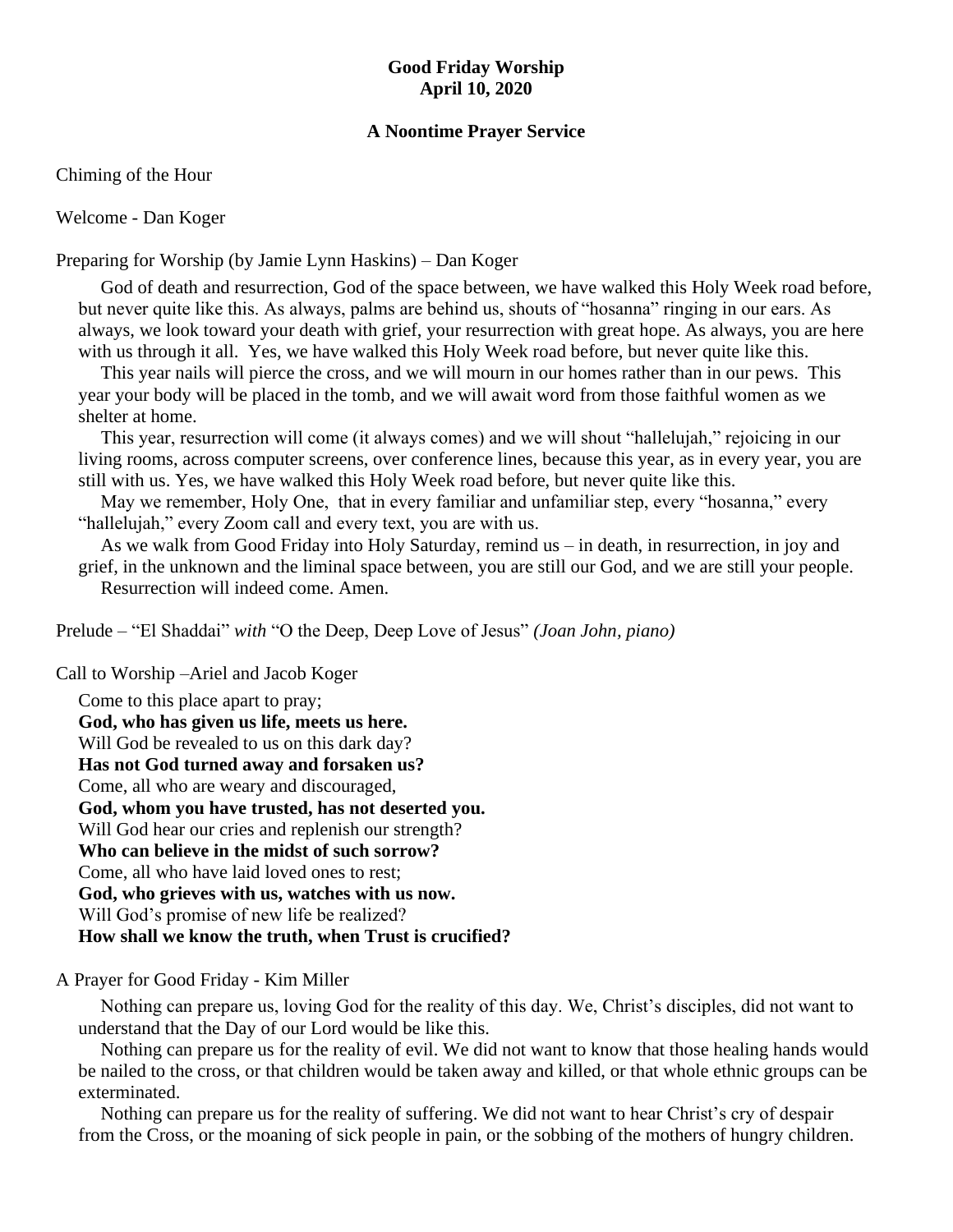**Good Friday Worship**
**April 10, 2020**

**A Noontime Prayer Service**

Chiming of the Hour

Welcome - Dan Koger

Preparing for Worship (by Jamie Lynn Haskins) – Dan Koger

God of death and resurrection, God of the space between, we have walked this Holy Week road before, but never quite like this. As always, palms are behind us, shouts of "hosanna" ringing in our ears. As always, we look toward your death with grief, your resurrection with great hope. As always, you are here with us through it all. Yes, we have walked this Holy Week road before, but never quite like this.

This year nails will pierce the cross, and we will mourn in our homes rather than in our pews. This year your body will be placed in the tomb, and we will await word from those faithful women as we shelter at home.

This year, resurrection will come (it always comes) and we will shout "hallelujah," rejoicing in our living rooms, across computer screens, over conference lines, because this year, as in every year, you are still with us. Yes, we have walked this Holy Week road before, but never quite like this.

May we remember, Holy One, that in every familiar and unfamiliar step, every "hosanna," every "hallelujah," every Zoom call and every text, you are with us.

As we walk from Good Friday into Holy Saturday, remind us – in death, in resurrection, in joy and grief, in the unknown and the liminal space between, you are still our God, and we are still your people.

Resurrection will indeed come. Amen.

Prelude – "El Shaddai" *with* "O the Deep, Deep Love of Jesus" *(Joan John, piano)*

Call to Worship –Ariel and Jacob Koger

Come to this place apart to pray;
**God, who has given us life, meets us here.**
Will God be revealed to us on this dark day?
**Has not God turned away and forsaken us?**
Come, all who are weary and discouraged,
**God, whom you have trusted, has not deserted you.**
Will God hear our cries and replenish our strength?
**Who can believe in the midst of such sorrow?**
Come, all who have laid loved ones to rest;
**God, who grieves with us, watches with us now.**
Will God's promise of new life be realized?
**How shall we know the truth, when Trust is crucified?**

A Prayer for Good Friday - Kim Miller

Nothing can prepare us, loving God for the reality of this day. We, Christ's disciples, did not want to understand that the Day of our Lord would be like this.

Nothing can prepare us for the reality of evil. We did not want to know that those healing hands would be nailed to the cross, or that children would be taken away and killed, or that whole ethnic groups can be exterminated.

Nothing can prepare us for the reality of suffering. We did not want to hear Christ's cry of despair from the Cross, or the moaning of sick people in pain, or the sobbing of the mothers of hungry children.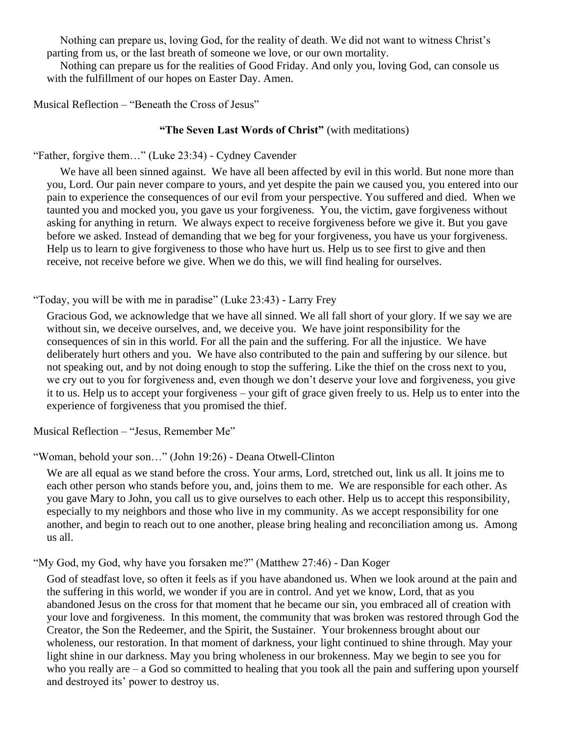Nothing can prepare us, loving God, for the reality of death. We did not want to witness Christ's parting from us, or the last breath of someone we love, or our own mortality.

Nothing can prepare us for the realities of Good Friday. And only you, loving God, can console us with the fulfillment of our hopes on Easter Day. Amen.

Musical Reflection – "Beneath the Cross of Jesus"

**"The Seven Last Words of Christ"** (with meditations)

"Father, forgive them…" (Luke 23:34) - Cydney Cavender

We have all been sinned against. We have all been affected by evil in this world. But none more than you, Lord. Our pain never compare to yours, and yet despite the pain we caused you, you entered into our pain to experience the consequences of our evil from your perspective. You suffered and died. When we taunted you and mocked you, you gave us your forgiveness. You, the victim, gave forgiveness without asking for anything in return. We always expect to receive forgiveness before we give it. But you gave before we asked. Instead of demanding that we beg for your forgiveness, you have us your forgiveness. Help us to learn to give forgiveness to those who have hurt us. Help us to see first to give and then receive, not receive before we give. When we do this, we will find healing for ourselves.

"Today, you will be with me in paradise" (Luke 23:43) - Larry Frey

Gracious God, we acknowledge that we have all sinned. We all fall short of your glory. If we say we are without sin, we deceive ourselves, and, we deceive you. We have joint responsibility for the consequences of sin in this world. For all the pain and the suffering. For all the injustice. We have deliberately hurt others and you. We have also contributed to the pain and suffering by our silence. but not speaking out, and by not doing enough to stop the suffering. Like the thief on the cross next to you, we cry out to you for forgiveness and, even though we don't deserve your love and forgiveness, you give it to us. Help us to accept your forgiveness – your gift of grace given freely to us. Help us to enter into the experience of forgiveness that you promised the thief.

Musical Reflection – "Jesus, Remember Me"

"Woman, behold your son…" (John 19:26) - Deana Otwell-Clinton

We are all equal as we stand before the cross. Your arms, Lord, stretched out, link us all. It joins me to each other person who stands before you, and, joins them to me. We are responsible for each other. As you gave Mary to John, you call us to give ourselves to each other. Help us to accept this responsibility, especially to my neighbors and those who live in my community. As we accept responsibility for one another, and begin to reach out to one another, please bring healing and reconciliation among us. Among us all.

"My God, my God, why have you forsaken me?" (Matthew 27:46) - Dan Koger

God of steadfast love, so often it feels as if you have abandoned us. When we look around at the pain and the suffering in this world, we wonder if you are in control. And yet we know, Lord, that as you abandoned Jesus on the cross for that moment that he became our sin, you embraced all of creation with your love and forgiveness. In this moment, the community that was broken was restored through God the Creator, the Son the Redeemer, and the Spirit, the Sustainer. Your brokenness brought about our wholeness, our restoration. In that moment of darkness, your light continued to shine through. May your light shine in our darkness. May you bring wholeness in our brokenness. May we begin to see you for who you really are – a God so committed to healing that you took all the pain and suffering upon yourself and destroyed its' power to destroy us.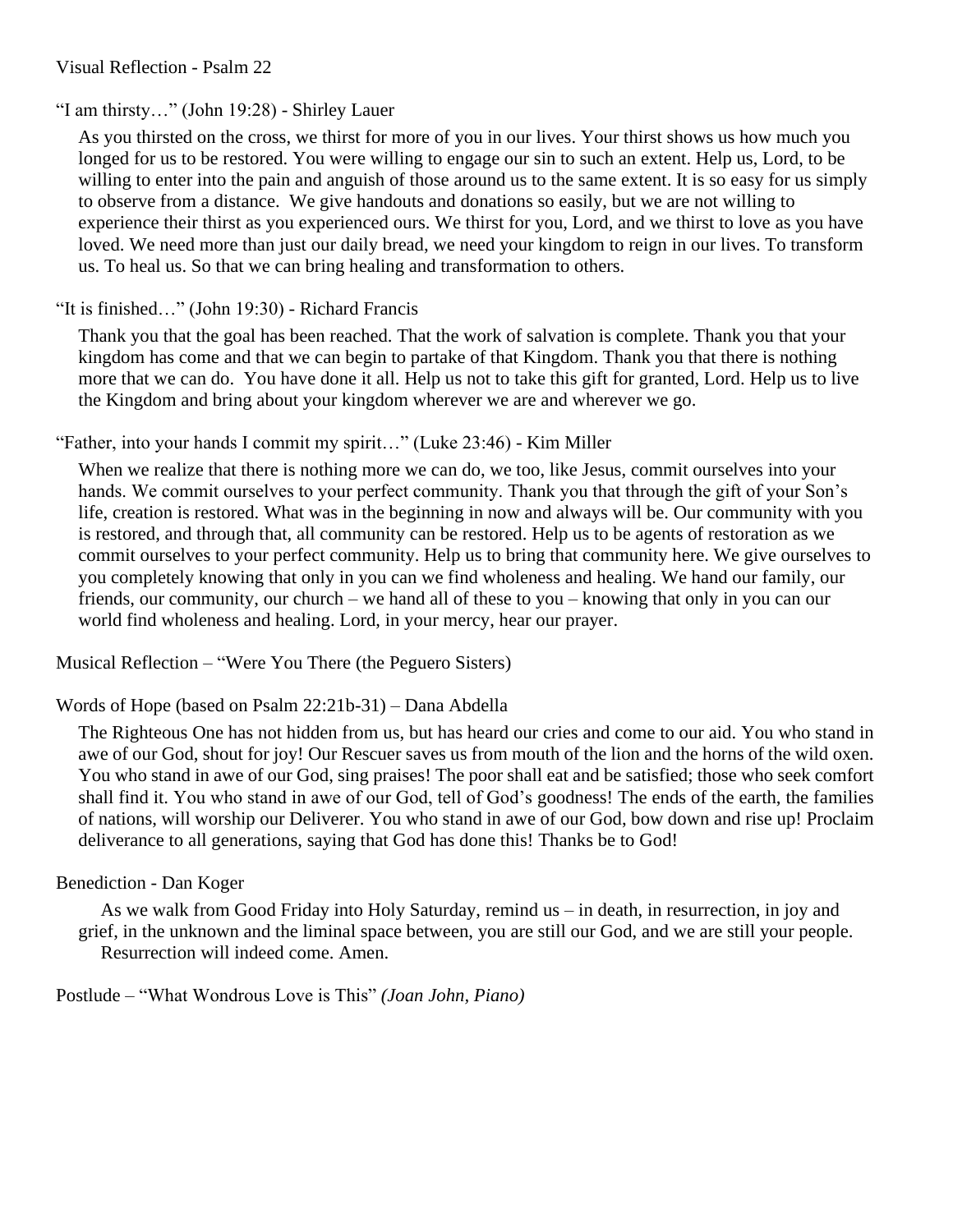Visual Reflection - Psalm 22

"I am thirsty…" (John 19:28) - Shirley Lauer

As you thirsted on the cross, we thirst for more of you in our lives. Your thirst shows us how much you longed for us to be restored. You were willing to engage our sin to such an extent. Help us, Lord, to be willing to enter into the pain and anguish of those around us to the same extent. It is so easy for us simply to observe from a distance. We give handouts and donations so easily, but we are not willing to experience their thirst as you experienced ours. We thirst for you, Lord, and we thirst to love as you have loved. We need more than just our daily bread, we need your kingdom to reign in our lives. To transform us. To heal us. So that we can bring healing and transformation to others.

"It is finished…" (John 19:30) - Richard Francis

Thank you that the goal has been reached. That the work of salvation is complete. Thank you that your kingdom has come and that we can begin to partake of that Kingdom. Thank you that there is nothing more that we can do. You have done it all. Help us not to take this gift for granted, Lord. Help us to live the Kingdom and bring about your kingdom wherever we are and wherever we go.

"Father, into your hands I commit my spirit…" (Luke 23:46) - Kim Miller

When we realize that there is nothing more we can do, we too, like Jesus, commit ourselves into your hands. We commit ourselves to your perfect community. Thank you that through the gift of your Son's life, creation is restored. What was in the beginning in now and always will be. Our community with you is restored, and through that, all community can be restored. Help us to be agents of restoration as we commit ourselves to your perfect community. Help us to bring that community here. We give ourselves to you completely knowing that only in you can we find wholeness and healing. We hand our family, our friends, our community, our church – we hand all of these to you – knowing that only in you can our world find wholeness and healing. Lord, in your mercy, hear our prayer.

Musical Reflection – "Were You There (the Peguero Sisters)

Words of Hope (based on Psalm 22:21b-31) – Dana Abdella

The Righteous One has not hidden from us, but has heard our cries and come to our aid. You who stand in awe of our God, shout for joy! Our Rescuer saves us from mouth of the lion and the horns of the wild oxen. You who stand in awe of our God, sing praises! The poor shall eat and be satisfied; those who seek comfort shall find it. You who stand in awe of our God, tell of God's goodness! The ends of the earth, the families of nations, will worship our Deliverer. You who stand in awe of our God, bow down and rise up! Proclaim deliverance to all generations, saying that God has done this! Thanks be to God!

Benediction - Dan Koger

As we walk from Good Friday into Holy Saturday, remind us – in death, in resurrection, in joy and grief, in the unknown and the liminal space between, you are still our God, and we are still your people. Resurrection will indeed come. Amen.

Postlude – "What Wondrous Love is This" *(Joan John, Piano)*